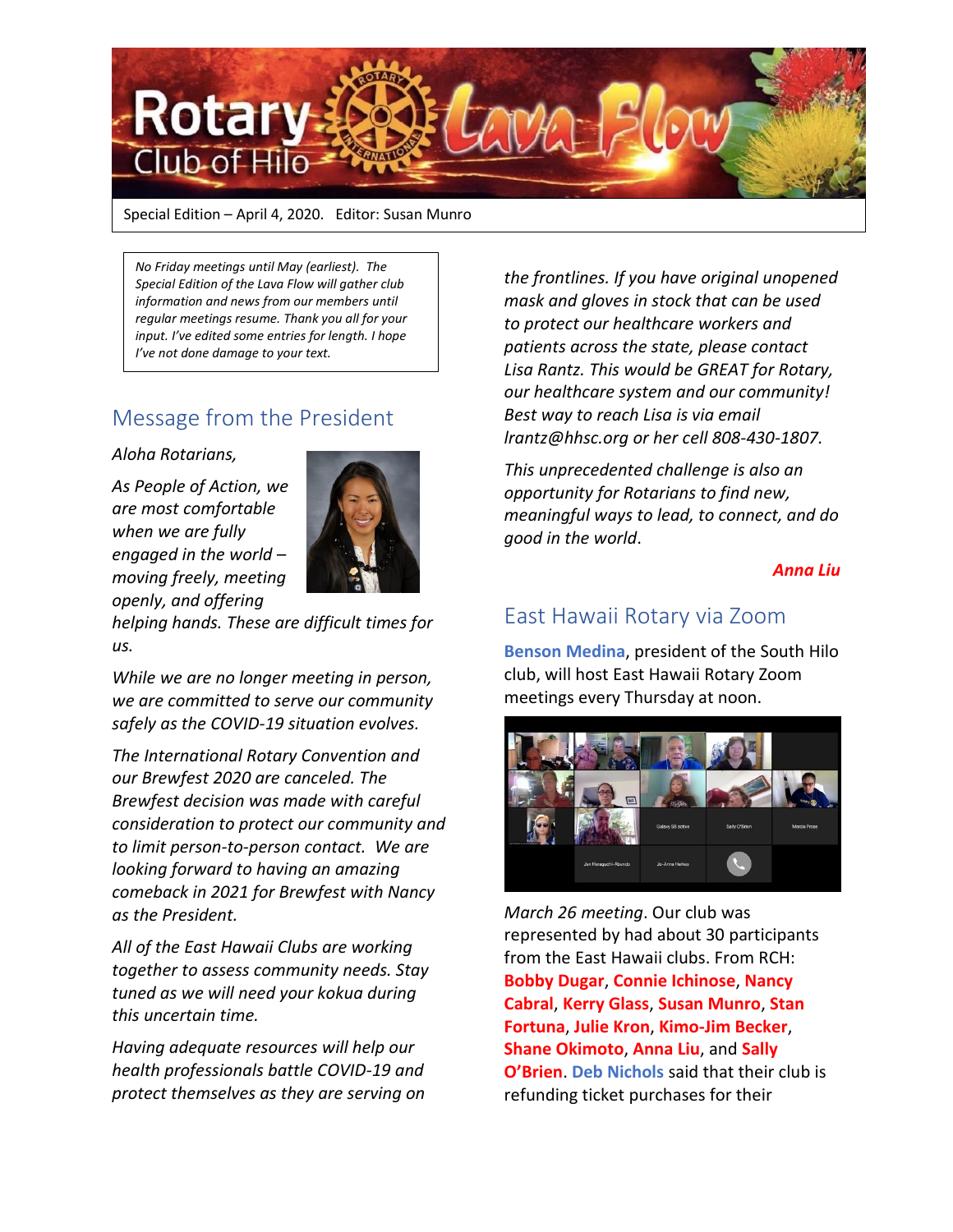# Rotary Club of Hilo Lava Flow

Special Edition – April 4, 2020. Editor: Susan Munro

*No Friday meetings until May (earliest). The Special Edition of the Lava Flow will gather club information and news from our members until regular meetings resume. Thank you all for your input. I've edited some entries for length. I hope I've not done damage to your text.*

## Message from the President

*Aloha Rotarians,*

*As People of Action, we are most comfortable when we are fully engaged in the world – moving freely, meeting openly, and offering helping hands. These are difficult times for us.*

*While we are no longer meeting in person, we are committed to serve our community safely as the COVID-19 situation evolves.*

*The International Rotary Convention and our Brewfest 2020 are canceled. The Brewfest decision was made with careful consideration to protect our community and to limit person-to-person contact. We are looking forward to having an amazing comeback in 2021 for Brewfest with Nancy as the President.*

*All of the East Hawaii Clubs are working together to assess community needs. Stay tuned as we will need your kokua during this uncertain time.*

*Having adequate resources will help our health professionals battle COVID-19 and protect themselves as they are serving on the frontlines. If you have original unopened mask and gloves in stock that can be used to protect our healthcare workers and patients across the state, please contact Lisa Rantz. This would be GREAT for Rotary, our healthcare system and our community! Best way to reach Lisa is via email lrantz@hhsc.org or her cell 808-430-1807.*

*This unprecedented challenge is also an opportunity for Rotarians to find new, meaningful ways to lead, to connect, and do good in the world.*

***Anna Liu***

## East Hawaii Rotary via Zoom

**Benson Medina**, president of the South Hilo club, will host East Hawaii Rotary Zoom meetings every Thursday at noon.

*March 26 meeting*. Our club was represented by had about 30 participants from the East Hawaii clubs. From RCH: **Bobby Dugar**, **Connie Ichinose**, **Nancy Cabral**, **Kerry Glass**, **Susan Munro**, **Stan Fortuna**, **Julie Kron**, **Kimo-Jim Becker**, **Shane Okimoto**, **Anna Liu**, and **Sally O'Brien**. **Deb Nichols** said that their club is refunding ticket purchases for their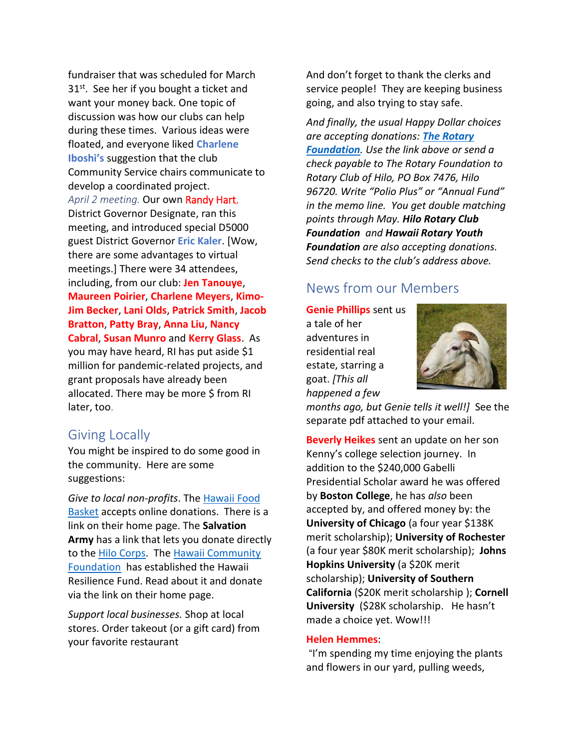fundraiser that was scheduled for March 31st. See her if you bought a ticket and want your money back. One topic of discussion was how our clubs can help during these times. Various ideas were floated, and everyone liked **Charlene Iboshi's** suggestion that the club Community Service chairs communicate to develop a coordinated project.

*April 2 meeting.* Our own **Randy Hart**, District Governor Designate, ran this meeting, and introduced special D5000 guest District Governor **Eric Kaler**. [Wow, there are some advantages to virtual meetings.] There were 34 attendees, including, from our club: **Jen Tanouye**, **Maureen Poirier**, **Charlene Meyers**, **Kimo-Jim Becker**, **Lani Olds**, **Patrick Smith**, **Jacob Bratton**, **Patty Bray**, **Anna Liu**, **Nancy Cabral**, **Susan Munro** and **Kerry Glass**. As you may have heard, RI has put aside $1 million for pandemic-related projects, and grant proposals have already been allocated. There may be more $ from RI later, too.

## Giving Locally

You might be inspired to do some good in the community. Here are some suggestions:

*Give to local non-profits*. The Hawaii Food Basket accepts online donations. There is a link on their home page. The **Salvation Army** has a link that lets you donate directly to the Hilo Corps. The Hawaii Community Foundation has established the Hawaii Resilience Fund. Read about it and donate via the link on their home page.

*Support local businesses.* Shop at local stores. Order takeout (or a gift card) from your favorite restaurant

And don't forget to thank the clerks and service people! They are keeping business going, and also trying to stay safe.

*And finally, the usual Happy Dollar choices are accepting donations:* ***The Rotary Foundation****. Use the link above or send a check payable to The Rotary Foundation to Rotary Club of Hilo, PO Box 7476, Hilo 96720. Write "Polio Plus" or "Annual Fund" in the memo line. You get double matching points through May.* ***Hilo Rotary Club Foundation*** *and* ***Hawaii Rotary Youth Foundation*** *are also accepting donations. Send checks to the club's address above.*

## News from our Members

**Genie Phillips** sent us a tale of her adventures in residential real estate, starring a goat. *[This all happened a few months ago, but Genie tells it well!]* See the separate pdf attached to your email.

**Beverly Heikes** sent an update on her son Kenny's college selection journey. In addition to the $240,000 Gabelli Presidential Scholar award he was offered by **Boston College**, he has *also* been accepted by, and offered money by: the **University of Chicago** (a four year $138K merit scholarship); **University of Rochester** (a four year $80K merit scholarship); **Johns Hopkins University** (a $20K merit scholarship); **University of Southern California** ($20K merit scholarship ); **Cornell University** ($28K scholarship. He hasn't made a choice yet. Wow!!!

**Helen Hemmes**:

"I'm spending my time enjoying the plants and flowers in our yard, pulling weeds,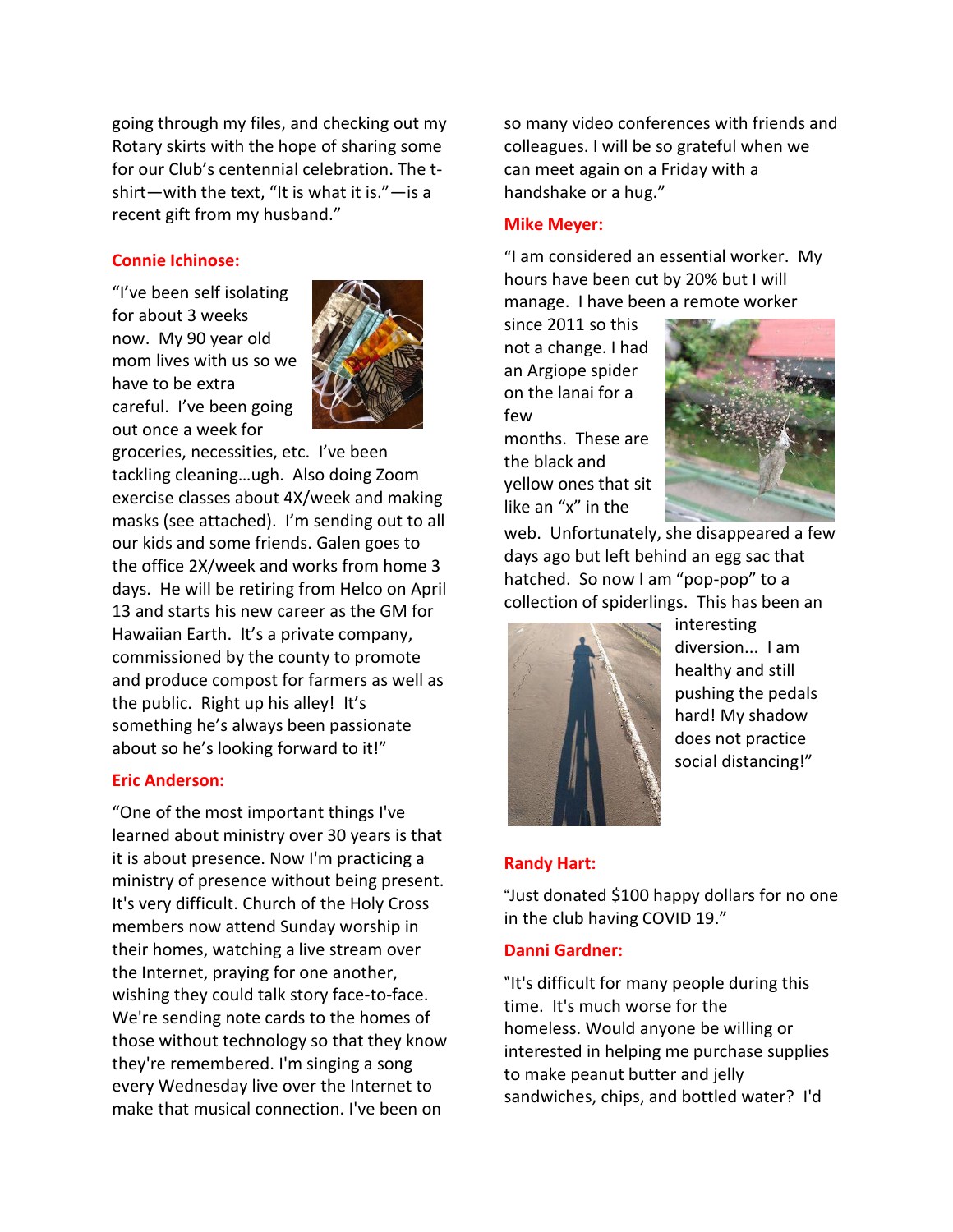going through my files, and checking out my Rotary skirts with the hope of sharing some for our Club's centennial celebration. The t-shirt—with the text, "It is what it is."—is a recent gift from my husband."

**Connie Ichinose:**

"I've been self isolating for about 3 weeks now. My 90 year old mom lives with us so we have to be extra careful. I've been going out once a week for groceries, necessities, etc. I've been tackling cleaning…ugh. Also doing Zoom exercise classes about 4X/week and making masks (see attached). I'm sending out to all our kids and some friends. Galen goes to the office 2X/week and works from home 3 days. He will be retiring from Helco on April 13 and starts his new career as the GM for Hawaiian Earth. It's a private company, commissioned by the county to promote and produce compost for farmers as well as the public. Right up his alley! It's something he's always been passionate about so he's looking forward to it!"

**Eric Anderson:**

"One of the most important things I've learned about ministry over 30 years is that it is about presence. Now I'm practicing a ministry of presence without being present. It's very difficult. Church of the Holy Cross members now attend Sunday worship in their homes, watching a live stream over the Internet, praying for one another, wishing they could talk story face-to-face. We're sending note cards to the homes of those without technology so that they know they're remembered. I'm singing a song every Wednesday live over the Internet to make that musical connection. I've been on so many video conferences with friends and colleagues. I will be so grateful when we can meet again on a Friday with a handshake or a hug."

**Mike Meyer:**

"I am considered an essential worker. My hours have been cut by 20% but I will manage. I have been a remote worker since 2011 so this not a change. I had an Argiope spider on the lanai for a few months. These are the black and yellow ones that sit like an "x" in the web. Unfortunately, she disappeared a few days ago but left behind an egg sac that hatched. So now I am "pop-pop" to a collection of spiderlings. This has been an interesting diversion... I am healthy and still pushing the pedals hard! My shadow does not practice social distancing!"

**Randy Hart:**

"Just donated $100 happy dollars for no one in the club having COVID 19."

**Danni Gardner:**

"It's difficult for many people during this time. It's much worse for the homeless. Would anyone be willing or interested in helping me purchase supplies to make peanut butter and jelly sandwiches, chips, and bottled water? I'd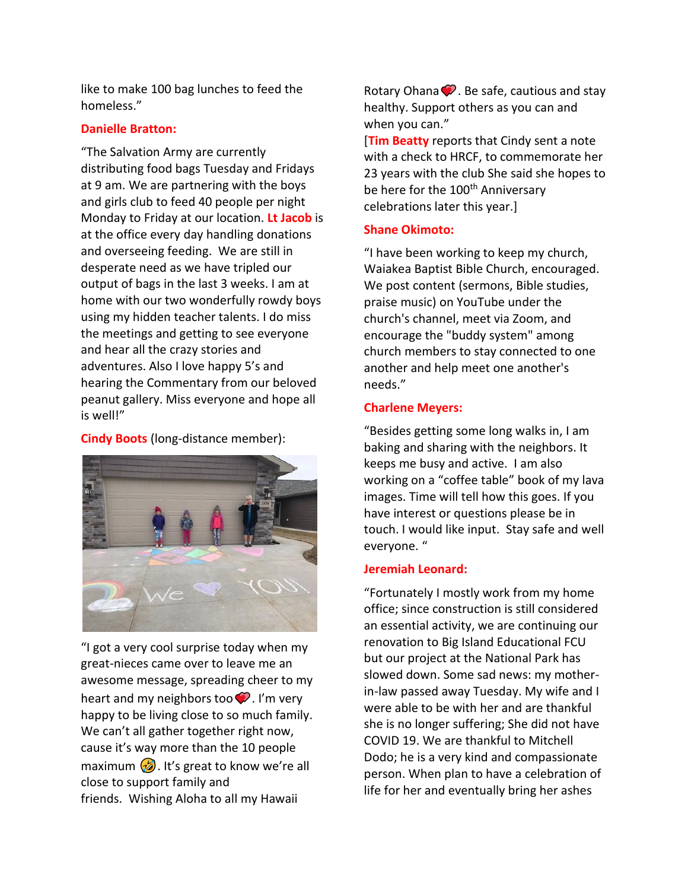like to make 100 bag lunches to feed the homeless."

**Danielle Bratton:**

"The Salvation Army are currently distributing food bags Tuesday and Fridays at 9 am. We are partnering with the boys and girls club to feed 40 people per night Monday to Friday at our location. **Lt Jacob** is at the office every day handling donations and overseeing feeding. We are still in desperate need as we have tripled our output of bags in the last 3 weeks. I am at home with our two wonderfully rowdy boys using my hidden teacher talents. I do miss the meetings and getting to see everyone and hear all the crazy stories and adventures. Also I love happy 5's and hearing the Commentary from our beloved peanut gallery. Miss everyone and hope all is well!"

**Cindy Boots** (long-distance member):

"I got a very cool surprise today when my great-nieces came over to leave me an awesome message, spreading cheer to my heart and my neighbors too ❤. I'm very happy to be living close to so much family. We can't all gather together right now, cause it's way more than the 10 people maximum 🤣. It's great to know we're all close to support family and friends. Wishing Aloha to all my Hawaii Rotary Ohana ❤. Be safe, cautious and stay healthy. Support others as you can and when you can."

[**Tim Beatty** reports that Cindy sent a note with a check to HRCF, to commemorate her 23 years with the club She said she hopes to be here for the 100th Anniversary celebrations later this year.]

**Shane Okimoto:**

"I have been working to keep my church, Waiakea Baptist Bible Church, encouraged. We post content (sermons, Bible studies, praise music) on YouTube under the church's channel, meet via Zoom, and encourage the "buddy system" among church members to stay connected to one another and help meet one another's needs."

**Charlene Meyers:**

"Besides getting some long walks in, I am baking and sharing with the neighbors. It keeps me busy and active. I am also working on a "coffee table" book of my lava images. Time will tell how this goes. If you have interest or questions please be in touch. I would like input. Stay safe and well everyone. "

**Jeremiah Leonard:**

"Fortunately I mostly work from my home office; since construction is still considered an essential activity, we are continuing our renovation to Big Island Educational FCU but our project at the National Park has slowed down. Some sad news: my mother-in-law passed away Tuesday. My wife and I were able to be with her and are thankful she is no longer suffering; She did not have COVID 19. We are thankful to Mitchell Dodo; he is a very kind and compassionate person. When plan to have a celebration of life for her and eventually bring her ashes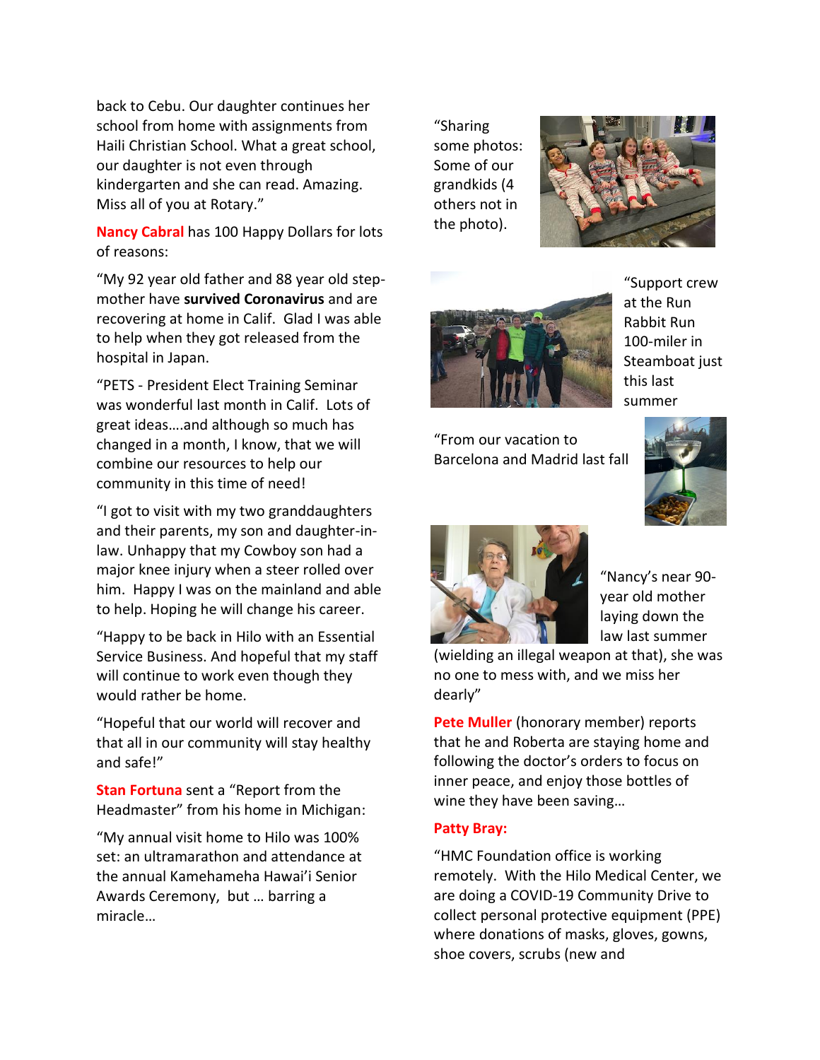back to Cebu. Our daughter continues her school from home with assignments from Haili Christian School. What a great school, our daughter is not even through kindergarten and she can read. Amazing. Miss all of you at Rotary."

**Nancy Cabral** has 100 Happy Dollars for lots of reasons:

"My 92 year old father and 88 year old step-mother have **survived Coronavirus** and are recovering at home in Calif. Glad I was able to help when they got released from the hospital in Japan.

"PETS - President Elect Training Seminar was wonderful last month in Calif. Lots of great ideas….and although so much has changed in a month, I know, that we will combine our resources to help our community in this time of need!

"I got to visit with my two granddaughters and their parents, my son and daughter-in-law. Unhappy that my Cowboy son had a major knee injury when a steer rolled over him. Happy I was on the mainland and able to help. Hoping he will change his career.

"Happy to be back in Hilo with an Essential Service Business. And hopeful that my staff will continue to work even though they would rather be home.

"Hopeful that our world will recover and that all in our community will stay healthy and safe!"

**Stan Fortuna** sent a "Report from the Headmaster" from his home in Michigan:

"My annual visit home to Hilo was 100% set: an ultramarathon and attendance at the annual Kamehameha Hawai'i Senior Awards Ceremony, but … barring a miracle…

"Sharing some photos: Some of our grandkids (4 others not in the photo).

"Support crew at the Run Rabbit Run 100-miler in Steamboat just this last summer

"From our vacation to Barcelona and Madrid last fall

"Nancy's near 90-year old mother laying down the law last summer (wielding an illegal weapon at that), she was no one to mess with, and we miss her dearly"

**Pete Muller** (honorary member) reports that he and Roberta are staying home and following the doctor's orders to focus on inner peace, and enjoy those bottles of wine they have been saving…

**Patty Bray:**

"HMC Foundation office is working remotely. With the Hilo Medical Center, we are doing a COVID-19 Community Drive to collect personal protective equipment (PPE) where donations of masks, gloves, gowns, shoe covers, scrubs (new and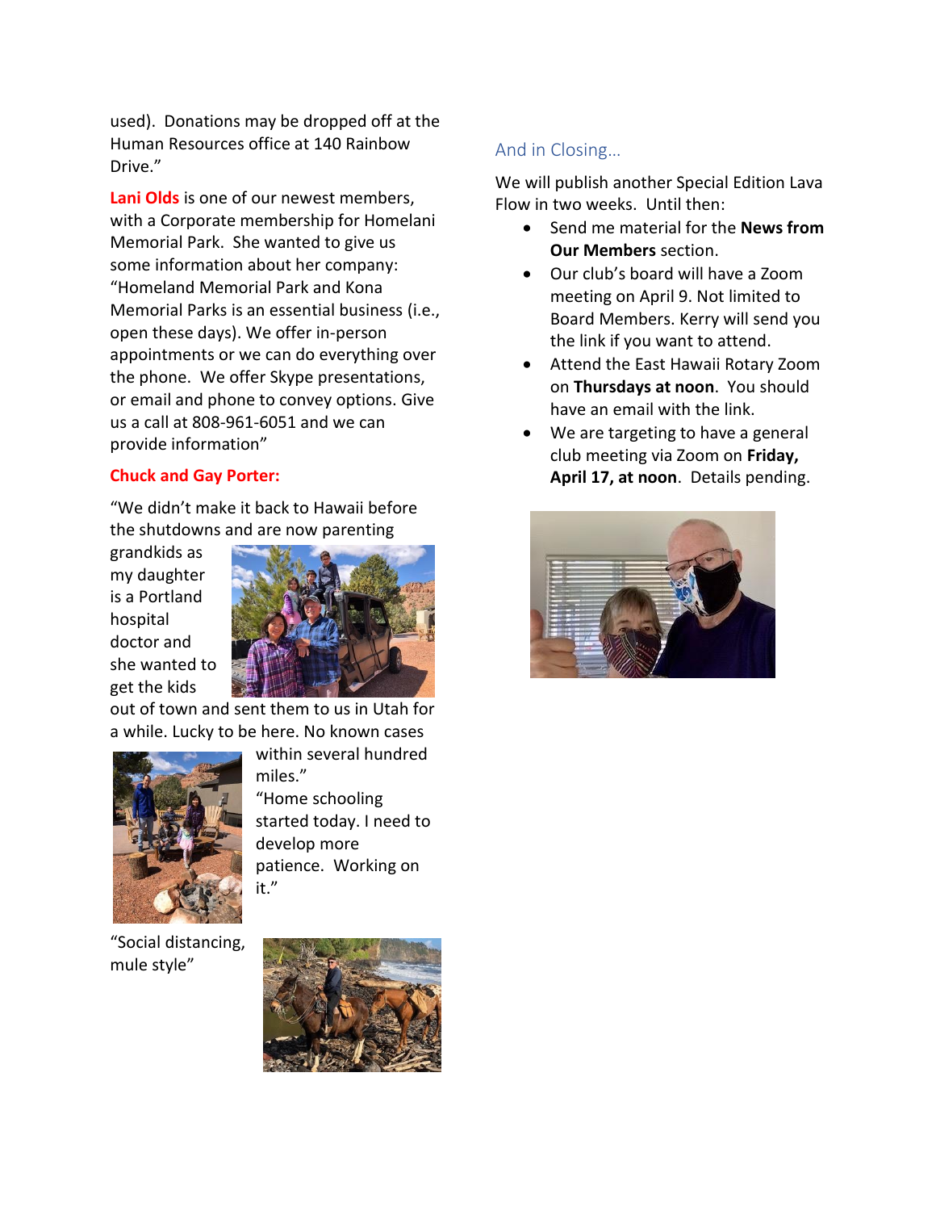used). Donations may be dropped off at the Human Resources office at 140 Rainbow Drive."

**Lani Olds** is one of our newest members, with a Corporate membership for Homelani Memorial Park. She wanted to give us some information about her company: "Homeland Memorial Park and Kona Memorial Parks is an essential business (i.e., open these days). We offer in-person appointments or we can do everything over the phone. We offer Skype presentations, or email and phone to convey options. Give us a call at 808-961-6051 and we can provide information"

**Chuck and Gay Porter:**

"We didn't make it back to Hawaii before the shutdowns and are now parenting grandkids as my daughter is a Portland hospital doctor and she wanted to get the kids out of town and sent them to us in Utah for a while. Lucky to be here. No known cases within several hundred miles."

"Home schooling started today. I need to develop more patience. Working on it."

"Social distancing, mule style"

## And in Closing…

We will publish another Special Edition Lava Flow in two weeks. Until then:

- Send me material for the **News from Our Members** section.
- Our club's board will have a Zoom meeting on April 9. Not limited to Board Members. Kerry will send you the link if you want to attend.
- Attend the East Hawaii Rotary Zoom on **Thursdays at noon**. You should have an email with the link.
- We are targeting to have a general club meeting via Zoom on **Friday, April 17, at noon**. Details pending.